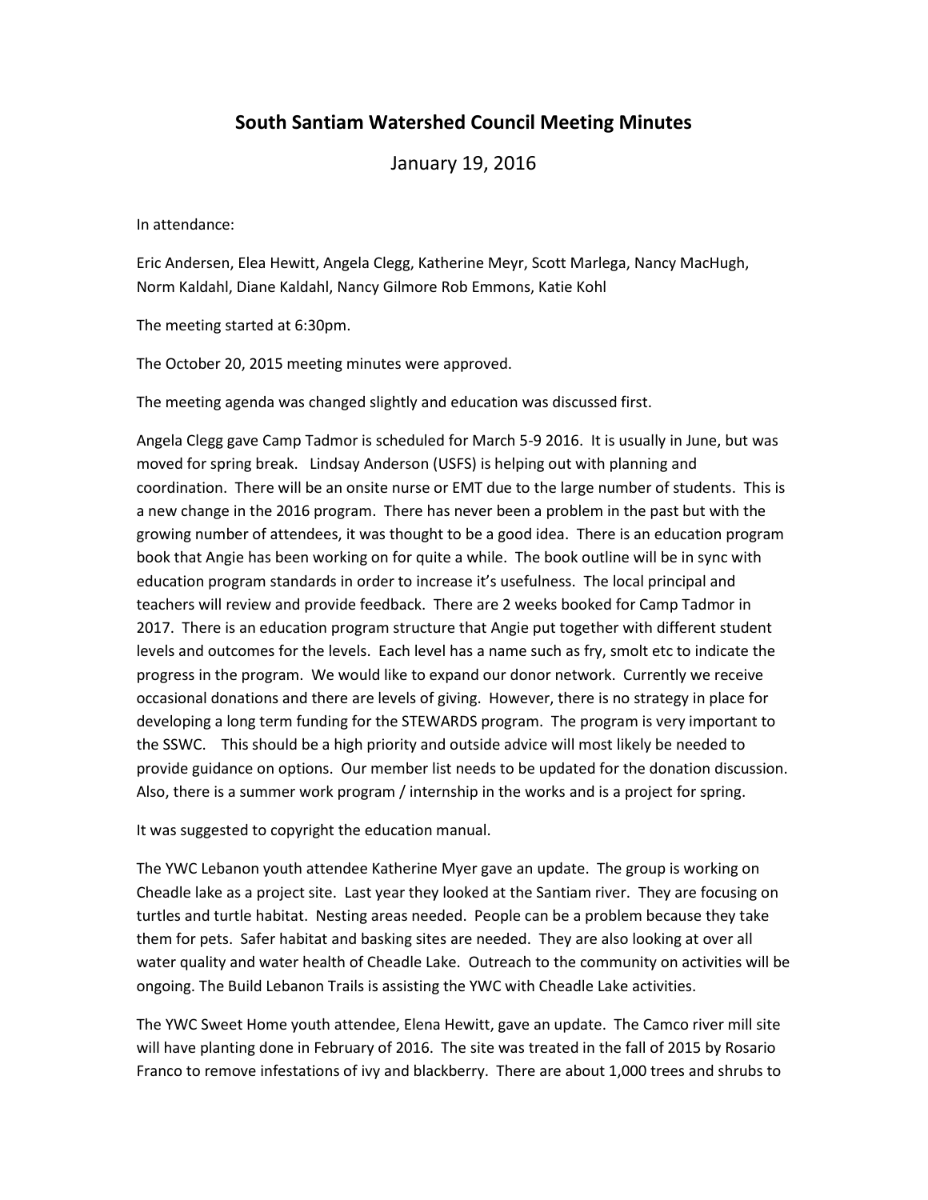# South Santiam Watershed Council Meeting Minutes

January 19, 2016

In attendance:

Eric Andersen, Elea Hewitt, Angela Clegg, Katherine Meyr, Scott Marlega, Nancy MacHugh, Norm Kaldahl, Diane Kaldahl, Nancy Gilmore Rob Emmons, Katie Kohl

The meeting started at 6:30pm.

The October 20, 2015 meeting minutes were approved.

The meeting agenda was changed slightly and education was discussed first.

Angela Clegg gave Camp Tadmor is scheduled for March 5-9 2016. It is usually in June, but was moved for spring break. Lindsay Anderson (USFS) is helping out with planning and coordination. There will be an onsite nurse or EMT due to the large number of students. This is a new change in the 2016 program. There has never been a problem in the past but with the growing number of attendees, it was thought to be a good idea. There is an education program book that Angie has been working on for quite a while. The book outline will be in sync with education program standards in order to increase it's usefulness. The local principal and teachers will review and provide feedback. There are 2 weeks booked for Camp Tadmor in 2017. There is an education program structure that Angie put together with different student levels and outcomes for the levels. Each level has a name such as fry, smolt etc to indicate the progress in the program. We would like to expand our donor network. Currently we receive occasional donations and there are levels of giving. However, there is no strategy in place for developing a long term funding for the STEWARDS program. The program is very important to the SSWC. This should be a high priority and outside advice will most likely be needed to provide guidance on options. Our member list needs to be updated for the donation discussion. Also, there is a summer work program / internship in the works and is a project for spring.

It was suggested to copyright the education manual.

The YWC Lebanon youth attendee Katherine Myer gave an update. The group is working on Cheadle lake as a project site. Last year they looked at the Santiam river. They are focusing on turtles and turtle habitat. Nesting areas needed. People can be a problem because they take them for pets. Safer habitat and basking sites are needed. They are also looking at over all water quality and water health of Cheadle Lake. Outreach to the community on activities will be ongoing. The Build Lebanon Trails is assisting the YWC with Cheadle Lake activities.

The YWC Sweet Home youth attendee, Elena Hewitt, gave an update. The Camco river mill site will have planting done in February of 2016. The site was treated in the fall of 2015 by Rosario Franco to remove infestations of ivy and blackberry. There are about 1,000 trees and shrubs to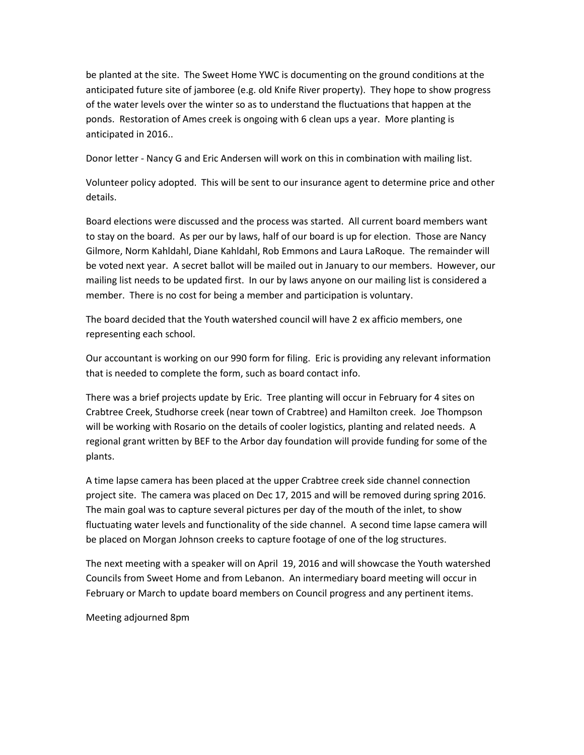be planted at the site. The Sweet Home YWC is documenting on the ground conditions at the anticipated future site of jamboree (e.g. old Knife River property). They hope to show progress of the water levels over the winter so as to understand the fluctuations that happen at the ponds. Restoration of Ames creek is ongoing with 6 clean ups a year. More planting is anticipated in 2016..

Donor letter - Nancy G and Eric Andersen will work on this in combination with mailing list.

Volunteer policy adopted. This will be sent to our insurance agent to determine price and other details.

Board elections were discussed and the process was started. All current board members want to stay on the board. As per our by laws, half of our board is up for election. Those are Nancy Gilmore, Norm Kahldahl, Diane Kahldahl, Rob Emmons and Laura LaRoque. The remainder will be voted next year. A secret ballot will be mailed out in January to our members. However, our mailing list needs to be updated first. In our by laws anyone on our mailing list is considered a member. There is no cost for being a member and participation is voluntary.

The board decided that the Youth watershed council will have 2 ex afficio members, one representing each school.

Our accountant is working on our 990 form for filing. Eric is providing any relevant information that is needed to complete the form, such as board contact info.

There was a brief projects update by Eric. Tree planting will occur in February for 4 sites on Crabtree Creek, Studhorse creek (near town of Crabtree) and Hamilton creek. Joe Thompson will be working with Rosario on the details of cooler logistics, planting and related needs. A regional grant written by BEF to the Arbor day foundation will provide funding for some of the plants.

A time lapse camera has been placed at the upper Crabtree creek side channel connection project site. The camera was placed on Dec 17, 2015 and will be removed during spring 2016. The main goal was to capture several pictures per day of the mouth of the inlet, to show fluctuating water levels and functionality of the side channel. A second time lapse camera will be placed on Morgan Johnson creeks to capture footage of one of the log structures.

The next meeting with a speaker will on April 19, 2016 and will showcase the Youth watershed Councils from Sweet Home and from Lebanon. An intermediary board meeting will occur in February or March to update board members on Council progress and any pertinent items.

Meeting adjourned 8pm